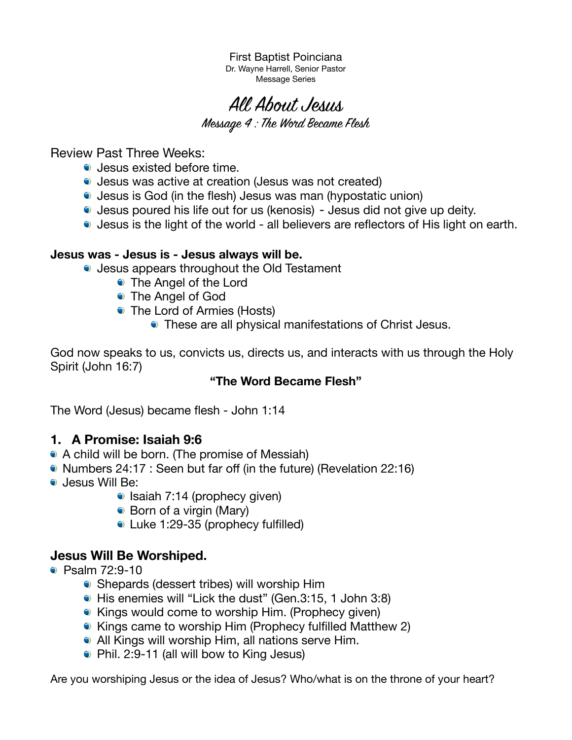First Baptist Poinciana
Dr. Wayne Harrell, Senior Pastor
Message Series

# All About Jesus

## Message 4 : The Word Became Flesh

Review Past Three Weeks:

- Jesus existed before time.
- Jesus was active at creation (Jesus was not created)
- Jesus is God (in the flesh) Jesus was man (hypostatic union)
- Jesus poured his life out for us (kenosis) - Jesus did not give up deity.
- Jesus is the light of the world - all believers are reflectors of His light on earth.

**Jesus was - Jesus is - Jesus always will be.**

- Jesus appears throughout the Old Testament
  - The Angel of the Lord
  - The Angel of God
  - The Lord of Armies (Hosts)
    - These are all physical manifestations of Christ Jesus.

God now speaks to us, convicts us, directs us, and interacts with us through the Holy Spirit (John 16:7)

**"The Word Became Flesh"**

The Word (Jesus) became flesh - John 1:14

### 1. A Promise: Isaiah 9:6

- A child will be born. (The promise of Messiah)
- Numbers 24:17 : Seen but far off (in the future) (Revelation 22:16)
- Jesus Will Be:
  - Isaiah 7:14 (prophecy given)
  - Born of a virgin (Mary)
  - Luke 1:29-35 (prophecy fulfilled)

### Jesus Will Be Worshiped.

- Psalm 72:9-10
  - Shepards (dessert tribes) will worship Him
  - His enemies will "Lick the dust" (Gen.3:15, 1 John 3:8)
  - Kings would come to worship Him. (Prophecy given)
  - Kings came to worship Him (Prophecy fulfilled Matthew 2)
  - All Kings will worship Him, all nations serve Him.
  - Phil. 2:9-11 (all will bow to King Jesus)

Are you worshiping Jesus or the idea of Jesus? Who/what is on the throne of your heart?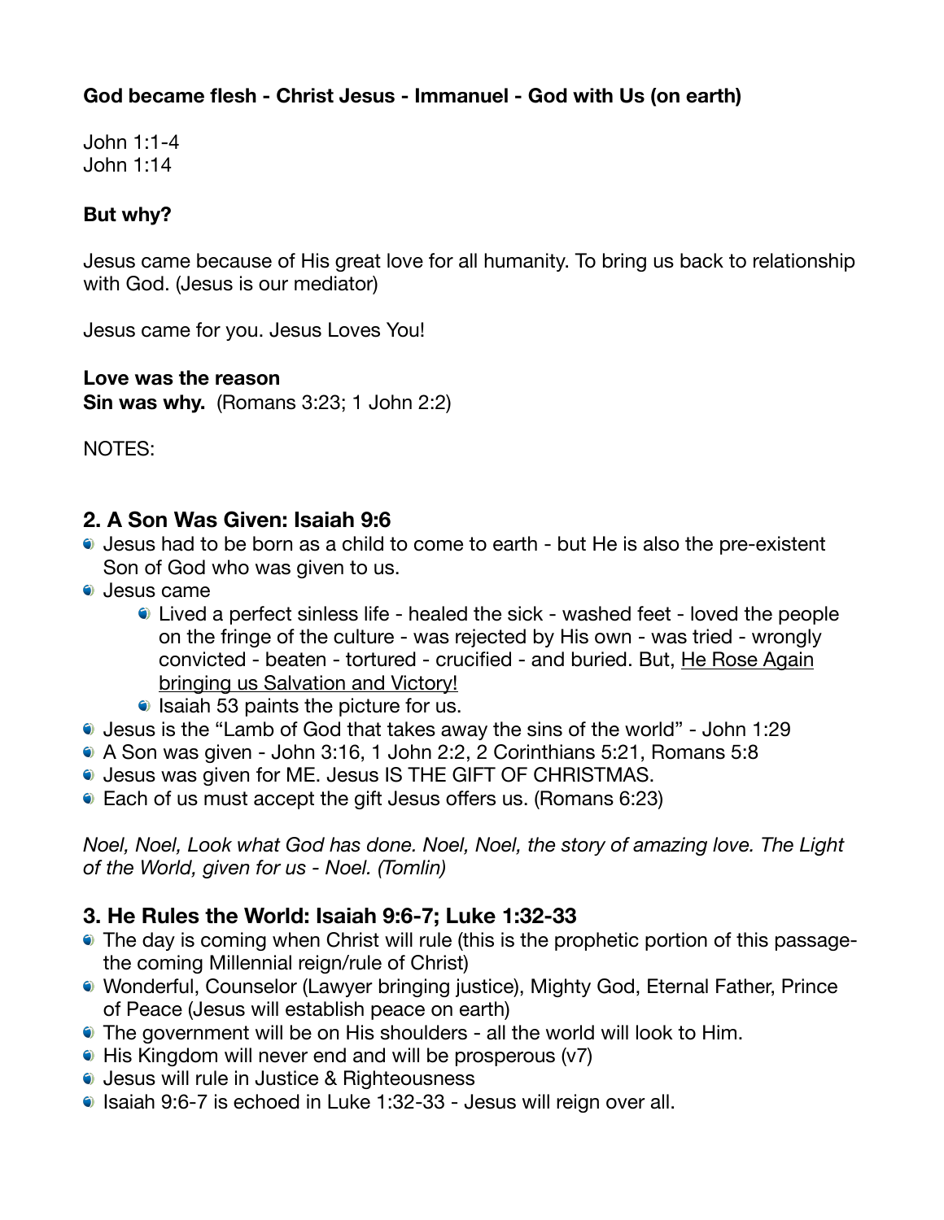**God became flesh - Christ Jesus - Immanuel - God with Us (on earth)**

John 1:1-4
John 1:14

**But why?**

Jesus came because of His great love for all humanity. To bring us back to relationship with God. (Jesus is our mediator)

Jesus came for you. Jesus Loves You!

**Love was the reason**
**Sin was why.** (Romans 3:23; 1 John 2:2)

NOTES:

## 2. A Son Was Given: Isaiah 9:6

- Jesus had to be born as a child to come to earth - but He is also the pre-existent Son of God who was given to us.
- Jesus came
    - Lived a perfect sinless life - healed the sick - washed feet - loved the people on the fringe of the culture - was rejected by His own - was tried - wrongly convicted - beaten - tortured - crucified - and buried. But, <u>He Rose Again bringing us Salvation and Victory!</u>
    - Isaiah 53 paints the picture for us.
- Jesus is the "Lamb of God that takes away the sins of the world" - John 1:29
- A Son was given - John 3:16, 1 John 2:2, 2 Corinthians 5:21, Romans 5:8
- Jesus was given for ME. Jesus IS THE GIFT OF CHRISTMAS.
- Each of us must accept the gift Jesus offers us. (Romans 6:23)

*Noel, Noel, Look what God has done. Noel, Noel, the story of amazing love. The Light of the World, given for us - Noel. (Tomlin)*

## 3. He Rules the World: Isaiah 9:6-7; Luke 1:32-33

- The day is coming when Christ will rule (this is the prophetic portion of this passage- the coming Millennial reign/rule of Christ)
- Wonderful, Counselor (Lawyer bringing justice), Mighty God, Eternal Father, Prince of Peace (Jesus will establish peace on earth)
- The government will be on His shoulders - all the world will look to Him.
- His Kingdom will never end and will be prosperous (v7)
- Jesus will rule in Justice & Righteousness
- Isaiah 9:6-7 is echoed in Luke 1:32-33 - Jesus will reign over all.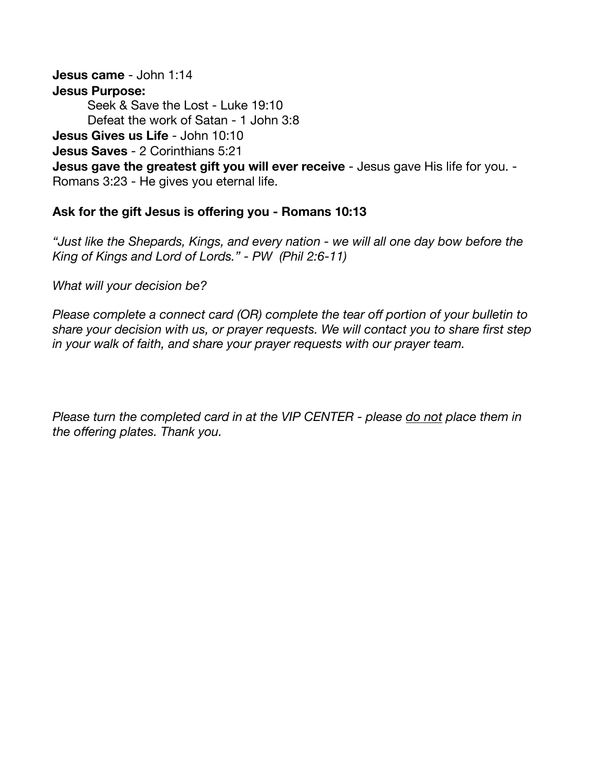**Jesus came** - John 1:14
**Jesus Purpose:**

Seek & Save the Lost - Luke 19:10
Defeat the work of Satan - 1 John 3:8

**Jesus Gives us Life** - John 10:10
**Jesus Saves** - 2 Corinthians 5:21
**Jesus gave the greatest gift you will ever receive** - Jesus gave His life for you. - Romans 3:23 - He gives you eternal life.

**Ask for the gift Jesus is offering you - Romans 10:13**

*"Just like the Shepards, Kings, and every nation - we will all one day bow before the King of Kings and Lord of Lords." - PW (Phil 2:6-11)*

*What will your decision be?*

*Please complete a connect card (OR) complete the tear off portion of your bulletin to share your decision with us, or prayer requests. We will contact you to share first step in your walk of faith, and share your prayer requests with our prayer team.*

*Please turn the completed card in at the VIP CENTER - please <u>do not</u> place them in the offering plates. Thank you.*